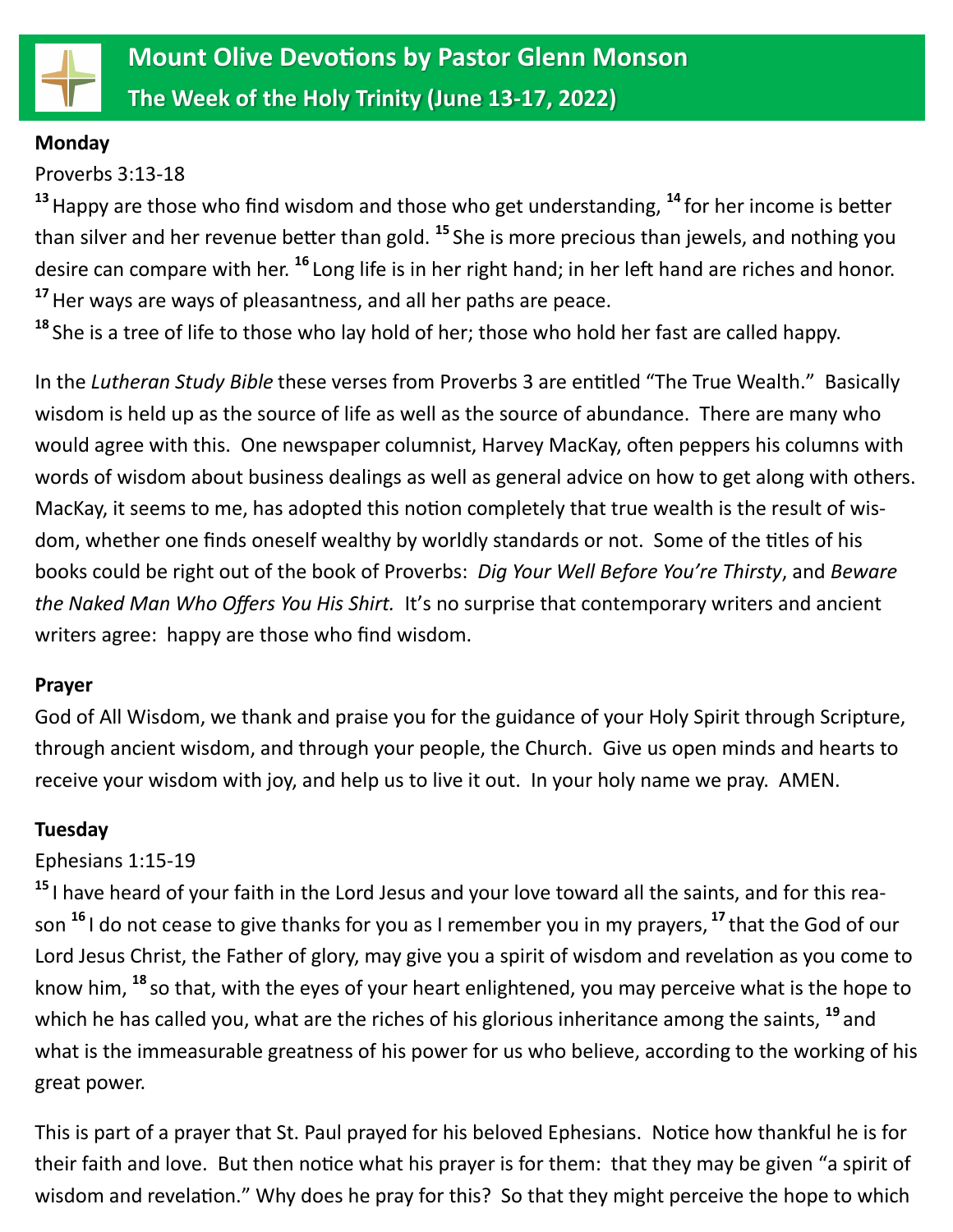# Mount Olive Devotions by Pastor Glenn Monson

## The Week of the Holy Trinity (June 13-17, 2022)

**Monday**

Proverbs 3:13-18

[13] Happy are those who find wisdom and those who get understanding, [14] for her income is better than silver and her revenue better than gold. [15] She is more precious than jewels, and nothing you desire can compare with her. [16] Long life is in her right hand; in her left hand are riches and honor. [17] Her ways are ways of pleasantness, and all her paths are peace.

[18] She is a tree of life to those who lay hold of her; those who hold her fast are called happy.

In the *Lutheran Study Bible* these verses from Proverbs 3 are entitled "The True Wealth." Basically wisdom is held up as the source of life as well as the source of abundance. There are many who would agree with this. One newspaper columnist, Harvey MacKay, often peppers his columns with words of wisdom about business dealings as well as general advice on how to get along with others. MacKay, it seems to me, has adopted this notion completely that true wealth is the result of wisdom, whether one finds oneself wealthy by worldly standards or not. Some of the titles of his books could be right out of the book of Proverbs: *Dig Your Well Before You're Thirsty*, and *Beware the Naked Man Who Offers You His Shirt.* It's no surprise that contemporary writers and ancient writers agree: happy are those who find wisdom.

**Prayer**

God of All Wisdom, we thank and praise you for the guidance of your Holy Spirit through Scripture, through ancient wisdom, and through your people, the Church. Give us open minds and hearts to receive your wisdom with joy, and help us to live it out. In your holy name we pray. AMEN.

**Tuesday**

Ephesians 1:15-19

[15] I have heard of your faith in the Lord Jesus and your love toward all the saints, and for this reason [16] I do not cease to give thanks for you as I remember you in my prayers, [17] that the God of our Lord Jesus Christ, the Father of glory, may give you a spirit of wisdom and revelation as you come to know him, [18] so that, with the eyes of your heart enlightened, you may perceive what is the hope to which he has called you, what are the riches of his glorious inheritance among the saints, [19] and what is the immeasurable greatness of his power for us who believe, according to the working of his great power.

This is part of a prayer that St. Paul prayed for his beloved Ephesians. Notice how thankful he is for their faith and love. But then notice what his prayer is for them: that they may be given "a spirit of wisdom and revelation." Why does he pray for this? So that they might perceive the hope to which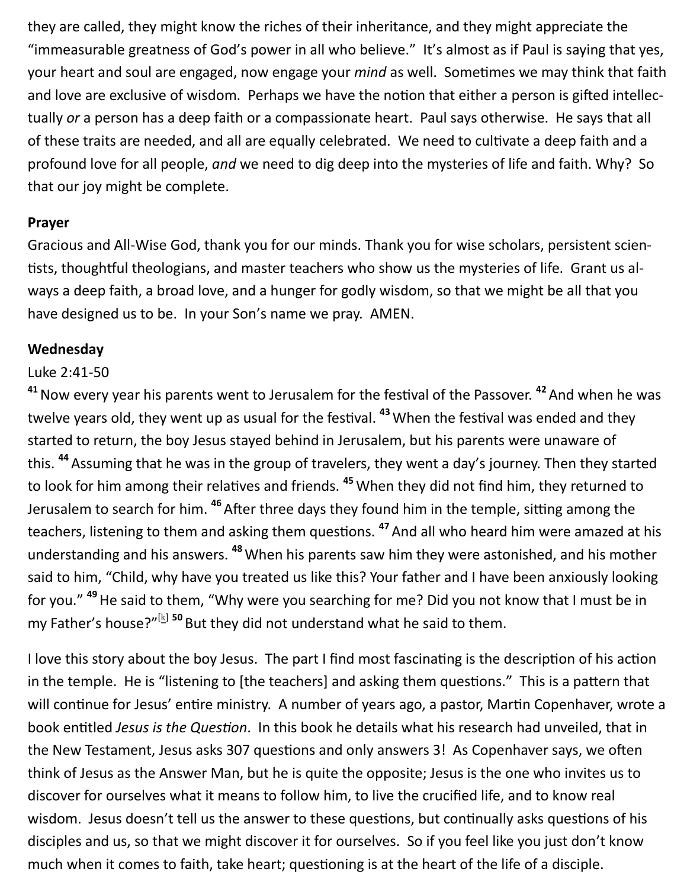they are called, they might know the riches of their inheritance, and they might appreciate the "immeasurable greatness of God's power in all who believe." It's almost as if Paul is saying that yes, your heart and soul are engaged, now engage your *mind* as well. Sometimes we may think that faith and love are exclusive of wisdom. Perhaps we have the notion that either a person is gifted intellectually *or* a person has a deep faith or a compassionate heart. Paul says otherwise. He says that all of these traits are needed, and all are equally celebrated. We need to cultivate a deep faith and a profound love for all people, *and* we need to dig deep into the mysteries of life and faith. Why? So that our joy might be complete.

**Prayer**

Gracious and All-Wise God, thank you for our minds. Thank you for wise scholars, persistent scientists, thoughtful theologians, and master teachers who show us the mysteries of life. Grant us always a deep faith, a broad love, and a hunger for godly wisdom, so that we might be all that you have designed us to be. In your Son's name we pray. AMEN.

**Wednesday**

Luke 2:41-50

**41** Now every year his parents went to Jerusalem for the festival of the Passover. **42** And when he was twelve years old, they went up as usual for the festival. **43** When the festival was ended and they started to return, the boy Jesus stayed behind in Jerusalem, but his parents were unaware of this. **44** Assuming that he was in the group of travelers, they went a day's journey. Then they started to look for him among their relatives and friends. **45** When they did not find him, they returned to Jerusalem to search for him. **46** After three days they found him in the temple, sitting among the teachers, listening to them and asking them questions. **47** And all who heard him were amazed at his understanding and his answers. **48** When his parents saw him they were astonished, and his mother said to him, "Child, why have you treated us like this? Your father and I have been anxiously looking for you." **49** He said to them, "Why were you searching for me? Did you not know that I must be in my Father's house?"[k] **50** But they did not understand what he said to them.

I love this story about the boy Jesus. The part I find most fascinating is the description of his action in the temple. He is "listening to [the teachers] and asking them questions." This is a pattern that will continue for Jesus' entire ministry. A number of years ago, a pastor, Martin Copenhaver, wrote a book entitled *Jesus is the Question*. In this book he details what his research had unveiled, that in the New Testament, Jesus asks 307 questions and only answers 3! As Copenhaver says, we often think of Jesus as the Answer Man, but he is quite the opposite; Jesus is the one who invites us to discover for ourselves what it means to follow him, to live the crucified life, and to know real wisdom. Jesus doesn't tell us the answer to these questions, but continually asks questions of his disciples and us, so that we might discover it for ourselves. So if you feel like you just don't know much when it comes to faith, take heart; questioning is at the heart of the life of a disciple.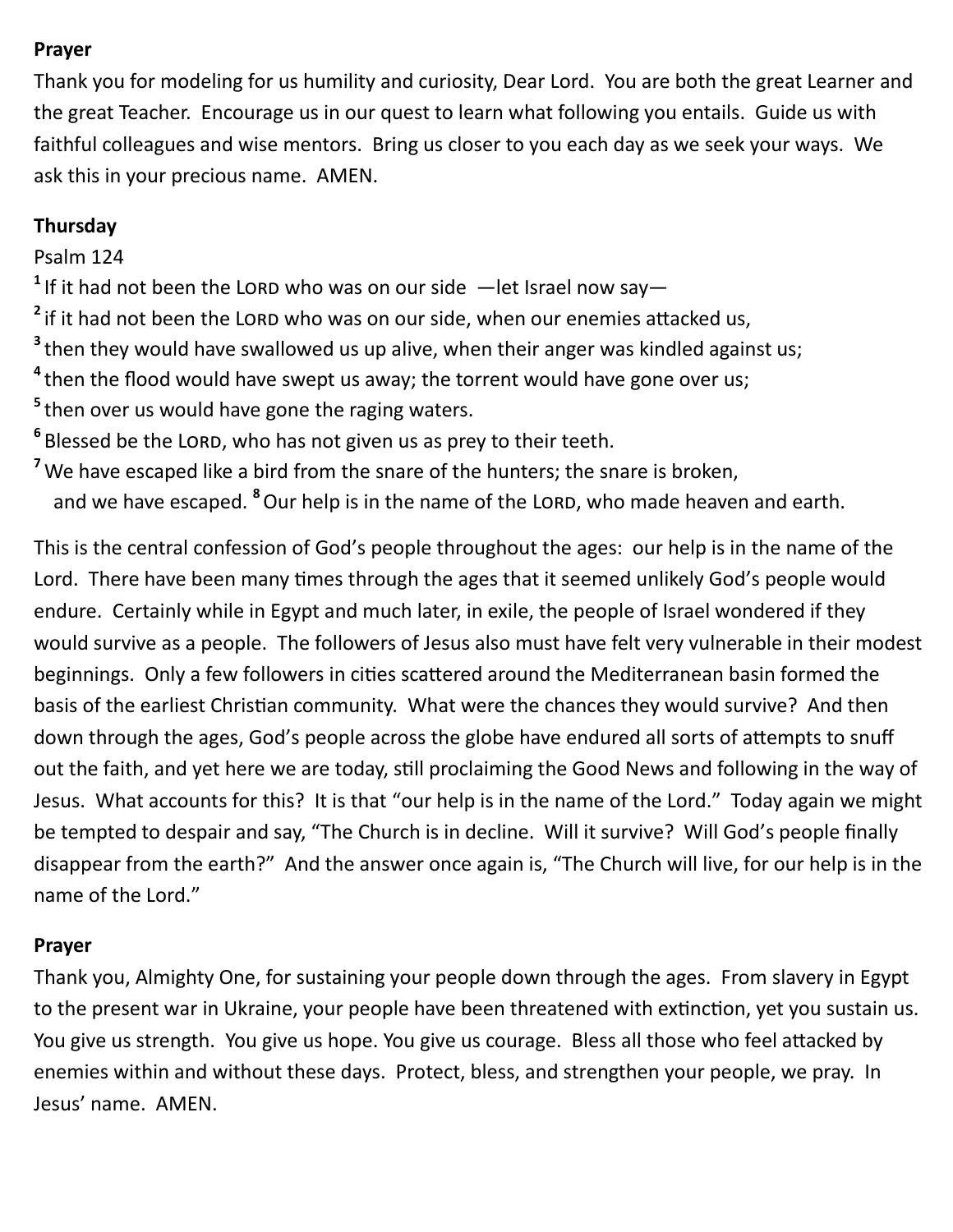**Prayer**

Thank you for modeling for us humility and curiosity, Dear Lord. You are both the great Learner and the great Teacher. Encourage us in our quest to learn what following you entails. Guide us with faithful colleagues and wise mentors. Bring us closer to you each day as we seek your ways. We ask this in your precious name. AMEN.

**Thursday**

Psalm 124

[1] If it had not been the LORD who was on our side —let Israel now say—
[2] if it had not been the LORD who was on our side, when our enemies attacked us,
[3] then they would have swallowed us up alive, when their anger was kindled against us;
[4] then the flood would have swept us away; the torrent would have gone over us;
[5] then over us would have gone the raging waters.
[6] Blessed be the LORD, who has not given us as prey to their teeth.
[7] We have escaped like a bird from the snare of the hunters; the snare is broken, and we have escaped. [8] Our help is in the name of the LORD, who made heaven and earth.

This is the central confession of God's people throughout the ages: our help is in the name of the Lord. There have been many times through the ages that it seemed unlikely God's people would endure. Certainly while in Egypt and much later, in exile, the people of Israel wondered if they would survive as a people. The followers of Jesus also must have felt very vulnerable in their modest beginnings. Only a few followers in cities scattered around the Mediterranean basin formed the basis of the earliest Christian community. What were the chances they would survive? And then down through the ages, God's people across the globe have endured all sorts of attempts to snuff out the faith, and yet here we are today, still proclaiming the Good News and following in the way of Jesus. What accounts for this? It is that "our help is in the name of the Lord." Today again we might be tempted to despair and say, "The Church is in decline. Will it survive? Will God's people finally disappear from the earth?" And the answer once again is, "The Church will live, for our help is in the name of the Lord."

**Prayer**

Thank you, Almighty One, for sustaining your people down through the ages. From slavery in Egypt to the present war in Ukraine, your people have been threatened with extinction, yet you sustain us. You give us strength. You give us hope. You give us courage. Bless all those who feel attacked by enemies within and without these days. Protect, bless, and strengthen your people, we pray. In Jesus' name. AMEN.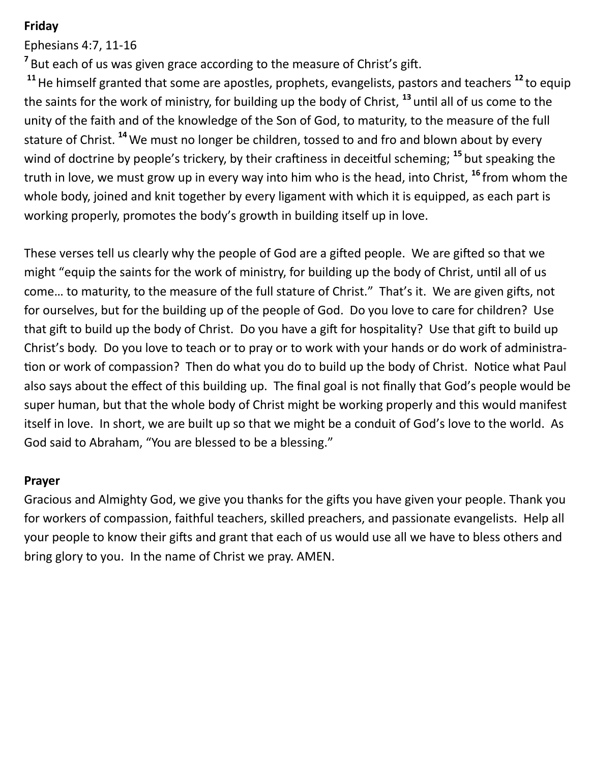**Friday**

Ephesians 4:7, 11-16

[7] But each of us was given grace according to the measure of Christ's gift.

[11] He himself granted that some are apostles, prophets, evangelists, pastors and teachers [12] to equip the saints for the work of ministry, for building up the body of Christ, [13] until all of us come to the unity of the faith and of the knowledge of the Son of God, to maturity, to the measure of the full stature of Christ. [14] We must no longer be children, tossed to and fro and blown about by every wind of doctrine by people's trickery, by their craftiness in deceitful scheming; [15] but speaking the truth in love, we must grow up in every way into him who is the head, into Christ, [16] from whom the whole body, joined and knit together by every ligament with which it is equipped, as each part is working properly, promotes the body's growth in building itself up in love.

These verses tell us clearly why the people of God are a gifted people. We are gifted so that we might "equip the saints for the work of ministry, for building up the body of Christ, until all of us come… to maturity, to the measure of the full stature of Christ." That's it. We are given gifts, not for ourselves, but for the building up of the people of God. Do you love to care for children? Use that gift to build up the body of Christ. Do you have a gift for hospitality? Use that gift to build up Christ's body. Do you love to teach or to pray or to work with your hands or do work of administration or work of compassion? Then do what you do to build up the body of Christ. Notice what Paul also says about the effect of this building up. The final goal is not finally that God's people would be super human, but that the whole body of Christ might be working properly and this would manifest itself in love. In short, we are built up so that we might be a conduit of God's love to the world. As God said to Abraham, "You are blessed to be a blessing."

**Prayer**

Gracious and Almighty God, we give you thanks for the gifts you have given your people. Thank you for workers of compassion, faithful teachers, skilled preachers, and passionate evangelists. Help all your people to know their gifts and grant that each of us would use all we have to bless others and bring glory to you. In the name of Christ we pray. AMEN.